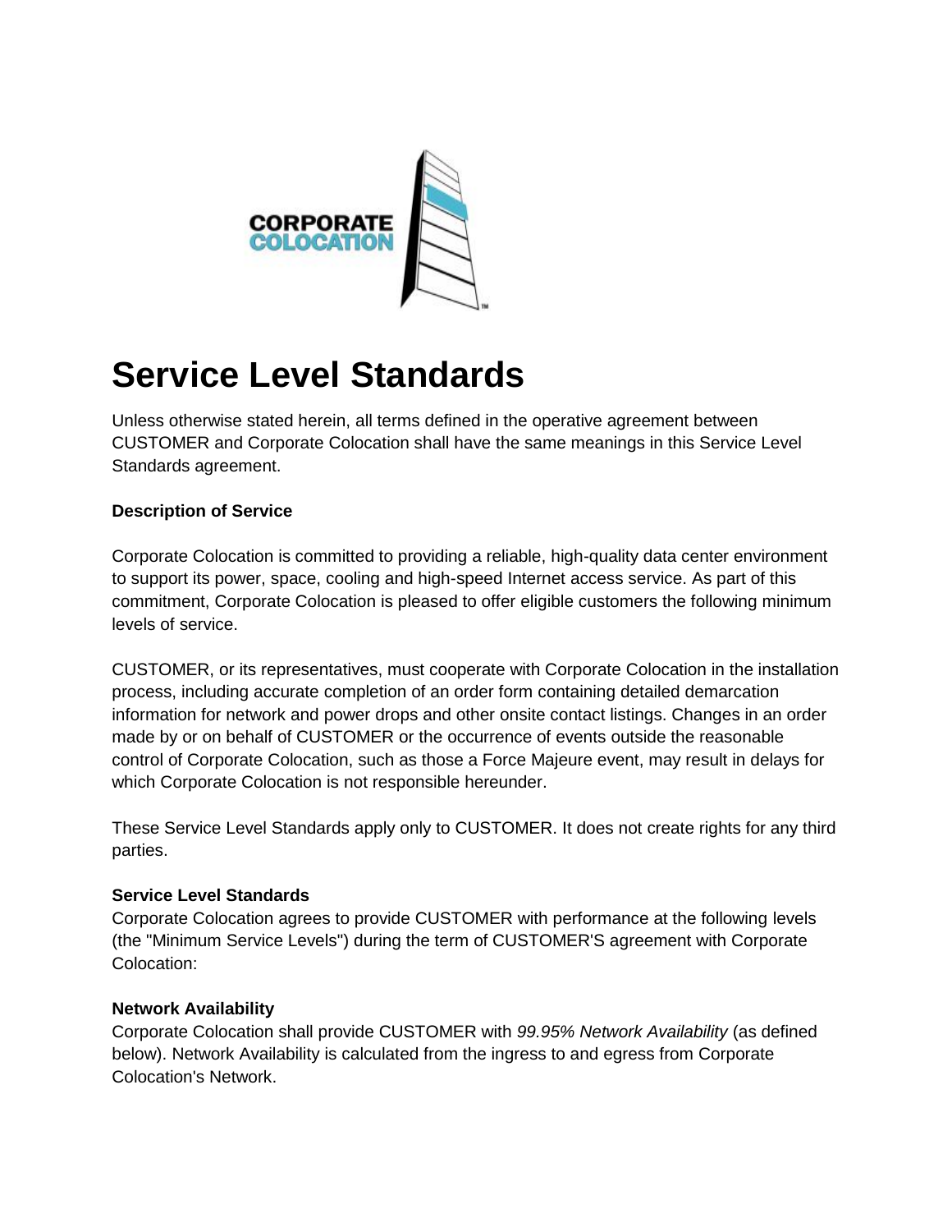# Service Level Standards

Unless otherwise stated herein, all terms defined in the operative agreement between CUSTOMER and Corporate Colocation shall have the same meanings in this Service Level Standards agreement.

**Description of Service**

Corporate Colocation is committed to providing a reliable, high-quality data center environment to support its power, space, cooling and high-speed Internet access service. As part of this commitment, Corporate Colocation is pleased to offer eligible customers the following minimum levels of service.

CUSTOMER, or its representatives, must cooperate with Corporate Colocation in the installation process, including accurate completion of an order form containing detailed demarcation information for network and power drops and other onsite contact listings. Changes in an order made by or on behalf of CUSTOMER or the occurrence of events outside the reasonable control of Corporate Colocation, such as those a Force Majeure event, may result in delays for which Corporate Colocation is not responsible hereunder.

These Service Level Standards apply only to CUSTOMER. It does not create rights for any third parties.

**Service Level Standards**

Corporate Colocation agrees to provide CUSTOMER with performance at the following levels (the "Minimum Service Levels") during the term of CUSTOMER'S agreement with Corporate Colocation:

**Network Availability**

Corporate Colocation shall provide CUSTOMER with *99.95% Network Availability* (as defined below). Network Availability is calculated from the ingress to and egress from Corporate Colocation's Network.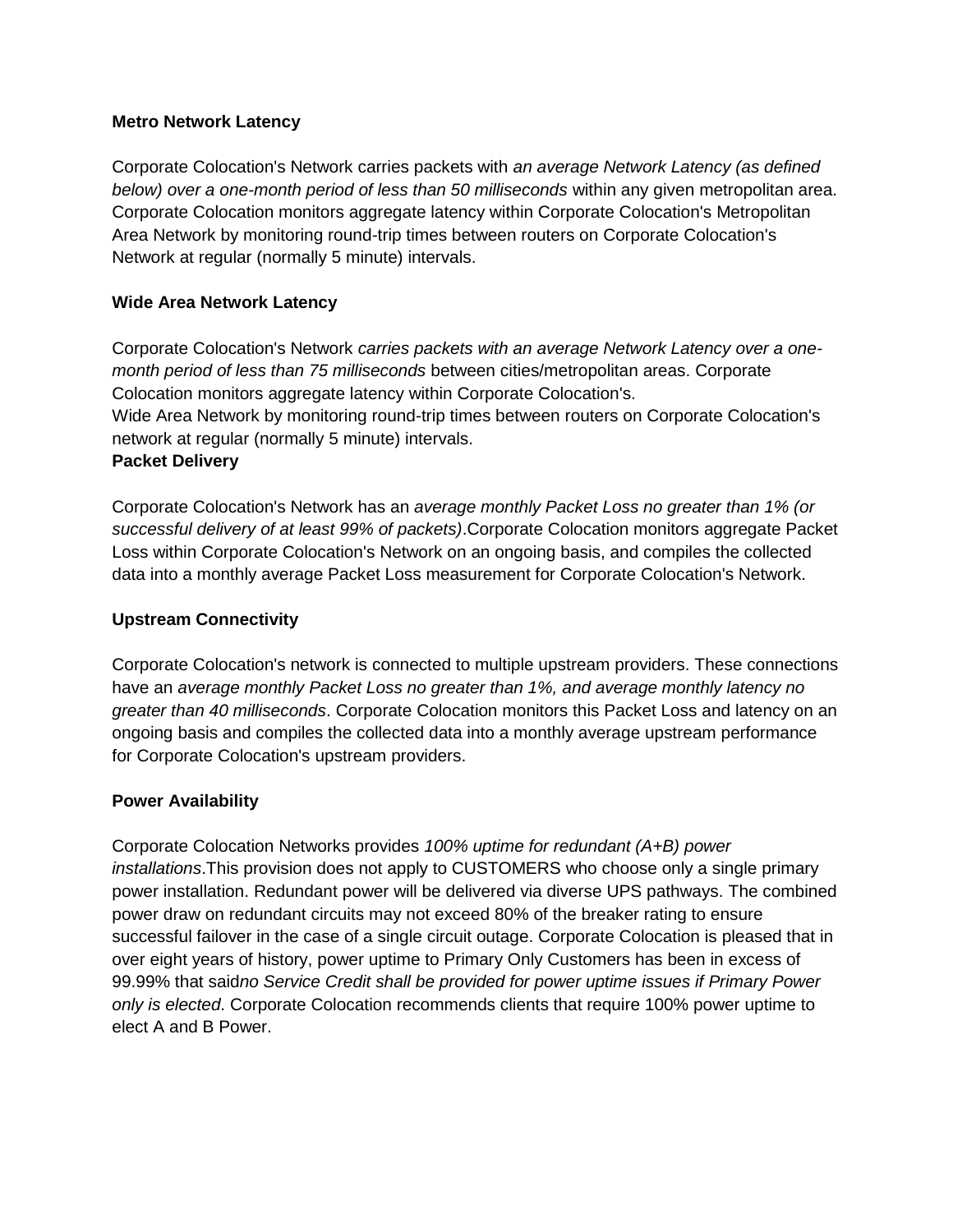**Metro Network Latency**

Corporate Colocation's Network carries packets with *an average Network Latency (as defined below) over a one-month period of less than 50 milliseconds* within any given metropolitan area. Corporate Colocation monitors aggregate latency within Corporate Colocation's Metropolitan Area Network by monitoring round-trip times between routers on Corporate Colocation's Network at regular (normally 5 minute) intervals.

**Wide Area Network Latency**

Corporate Colocation's Network *carries packets with an average Network Latency over a one-month period of less than 75 milliseconds* between cities/metropolitan areas. Corporate Colocation monitors aggregate latency within Corporate Colocation's.
Wide Area Network by monitoring round-trip times between routers on Corporate Colocation's network at regular (normally 5 minute) intervals.

**Packet Delivery**

Corporate Colocation's Network has an *average monthly Packet Loss no greater than 1% (or successful delivery of at least 99% of packets)*.Corporate Colocation monitors aggregate Packet Loss within Corporate Colocation's Network on an ongoing basis, and compiles the collected data into a monthly average Packet Loss measurement for Corporate Colocation's Network.

**Upstream Connectivity**

Corporate Colocation's network is connected to multiple upstream providers. These connections have an *average monthly Packet Loss no greater than 1%, and average monthly latency no greater than 40 milliseconds*. Corporate Colocation monitors this Packet Loss and latency on an ongoing basis and compiles the collected data into a monthly average upstream performance for Corporate Colocation's upstream providers.

**Power Availability**

Corporate Colocation Networks provides *100% uptime for redundant (A+B) power installations*.This provision does not apply to CUSTOMERS who choose only a single primary power installation. Redundant power will be delivered via diverse UPS pathways. The combined power draw on redundant circuits may not exceed 80% of the breaker rating to ensure successful failover in the case of a single circuit outage. Corporate Colocation is pleased that in over eight years of history, power uptime to Primary Only Customers has been in excess of 99.99% that said*no Service Credit shall be provided for power uptime issues if Primary Power only is elected*. Corporate Colocation recommends clients that require 100% power uptime to elect A and B Power.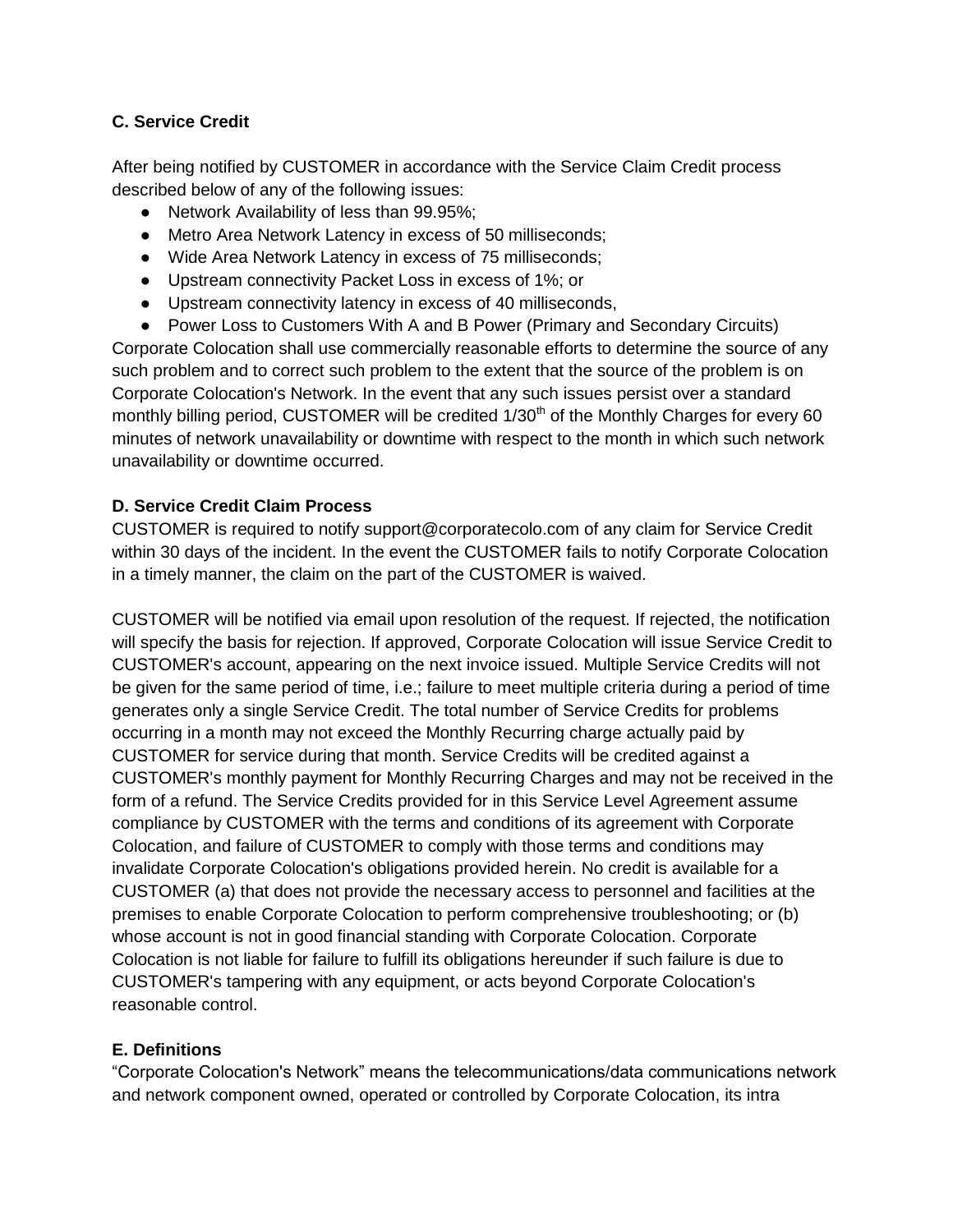### C. Service Credit

After being notified by CUSTOMER in accordance with the Service Claim Credit process described below of any of the following issues:

- Network Availability of less than 99.95%;
- Metro Area Network Latency in excess of 50 milliseconds;
- Wide Area Network Latency in excess of 75 milliseconds;
- Upstream connectivity Packet Loss in excess of 1%; or
- Upstream connectivity latency in excess of 40 milliseconds,
- Power Loss to Customers With A and B Power (Primary and Secondary Circuits)

Corporate Colocation shall use commercially reasonable efforts to determine the source of any such problem and to correct such problem to the extent that the source of the problem is on Corporate Colocation's Network. In the event that any such issues persist over a standard monthly billing period, CUSTOMER will be credited 1/30th of the Monthly Charges for every 60 minutes of network unavailability or downtime with respect to the month in which such network unavailability or downtime occurred.

### D. Service Credit Claim Process

CUSTOMER is required to notify support@corporatecolo.com of any claim for Service Credit within 30 days of the incident. In the event the CUSTOMER fails to notify Corporate Colocation in a timely manner, the claim on the part of the CUSTOMER is waived.

CUSTOMER will be notified via email upon resolution of the request. If rejected, the notification will specify the basis for rejection. If approved, Corporate Colocation will issue Service Credit to CUSTOMER's account, appearing on the next invoice issued. Multiple Service Credits will not be given for the same period of time, i.e.; failure to meet multiple criteria during a period of time generates only a single Service Credit. The total number of Service Credits for problems occurring in a month may not exceed the Monthly Recurring charge actually paid by CUSTOMER for service during that month. Service Credits will be credited against a CUSTOMER's monthly payment for Monthly Recurring Charges and may not be received in the form of a refund. The Service Credits provided for in this Service Level Agreement assume compliance by CUSTOMER with the terms and conditions of its agreement with Corporate Colocation, and failure of CUSTOMER to comply with those terms and conditions may invalidate Corporate Colocation's obligations provided herein. No credit is available for a CUSTOMER (a) that does not provide the necessary access to personnel and facilities at the premises to enable Corporate Colocation to perform comprehensive troubleshooting; or (b) whose account is not in good financial standing with Corporate Colocation. Corporate Colocation is not liable for failure to fulfill its obligations hereunder if such failure is due to CUSTOMER's tampering with any equipment, or acts beyond Corporate Colocation's reasonable control.

### E. Definitions

“Corporate Colocation's Network” means the telecommunications/data communications network and network component owned, operated or controlled by Corporate Colocation, its intra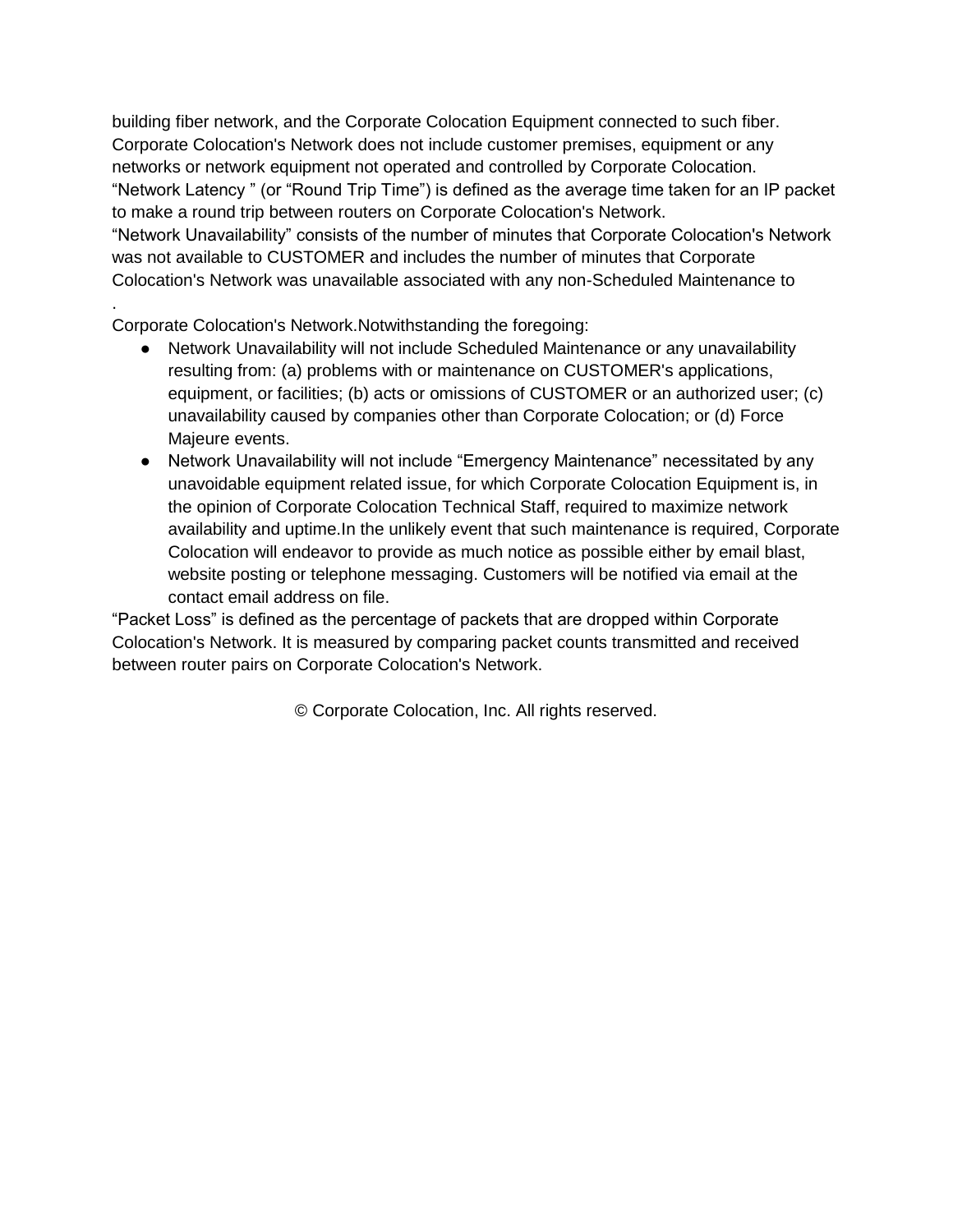building fiber network, and the Corporate Colocation Equipment connected to such fiber. Corporate Colocation's Network does not include customer premises, equipment or any networks or network equipment not operated and controlled by Corporate Colocation.

"Network Latency " (or "Round Trip Time") is defined as the average time taken for an IP packet to make a round trip between routers on Corporate Colocation's Network.

"Network Unavailability" consists of the number of minutes that Corporate Colocation's Network was not available to CUSTOMER and includes the number of minutes that Corporate Colocation's Network was unavailable associated with any non-Scheduled Maintenance to

.

Corporate Colocation's Network.Notwithstanding the foregoing:

- Network Unavailability will not include Scheduled Maintenance or any unavailability resulting from: (a) problems with or maintenance on CUSTOMER's applications, equipment, or facilities; (b) acts or omissions of CUSTOMER or an authorized user; (c) unavailability caused by companies other than Corporate Colocation; or (d) Force Majeure events.
- Network Unavailability will not include "Emergency Maintenance" necessitated by any unavoidable equipment related issue, for which Corporate Colocation Equipment is, in the opinion of Corporate Colocation Technical Staff, required to maximize network availability and uptime.In the unlikely event that such maintenance is required, Corporate Colocation will endeavor to provide as much notice as possible either by email blast, website posting or telephone messaging. Customers will be notified via email at the contact email address on file.

"Packet Loss" is defined as the percentage of packets that are dropped within Corporate Colocation's Network. It is measured by comparing packet counts transmitted and received between router pairs on Corporate Colocation's Network.

© Corporate Colocation, Inc. All rights reserved.